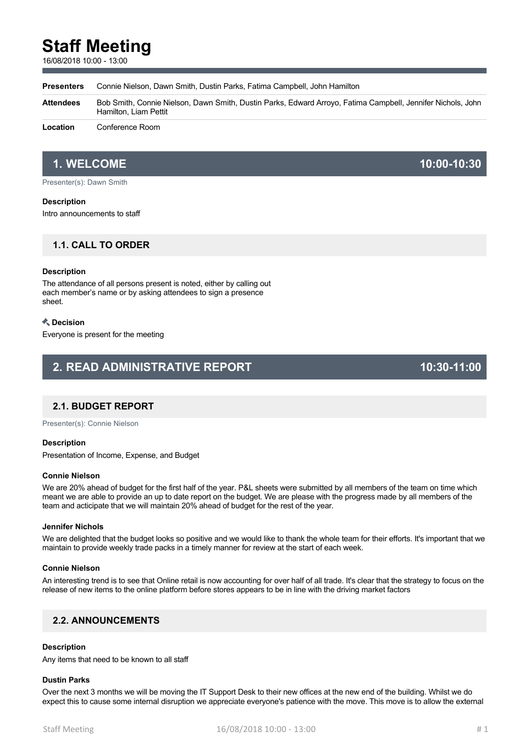# Staff Meeting

16/08/2018 10:00 - 13:00

| | |
|---|---|
| **Presenters** | Connie Nielson, Dawn Smith, Dustin Parks, Fatima Campbell, John Hamilton |
| **Attendees** | Bob Smith, Connie Nielson, Dawn Smith, Dustin Parks, Edward Arroyo, Fatima Campbell, Jennifer Nichols, John Hamilton, Liam Pettit |
| **Location** | Conference Room |

## 1. WELCOME 10:00-10:30

Presenter(s): Dawn Smith

**Description**

Intro announcements to staff

### 1.1. CALL TO ORDER

**Description**

The attendance of all persons present is noted, either by calling out each member's name or by asking attendees to sign a presence sheet.

**Decision**

Everyone is present for the meeting

## 2. READ ADMINISTRATIVE REPORT 10:30-11:00

### 2.1. BUDGET REPORT

Presenter(s): Connie Nielson

**Description**

Presentation of Income, Expense, and Budget

**Connie Nielson**

We are 20% ahead of budget for the first half of the year. P&L sheets were submitted by all members of the team on time which meant we are able to provide an up to date report on the budget. We are please with the progress made by all members of the team and acticipate that we will maintain 20% ahead of budget for the rest of the year.

**Jennifer Nichols**

We are delighted that the budget looks so positive and we would like to thank the whole team for their efforts. It's important that we maintain to provide weekly trade packs in a timely manner for review at the start of each week.

**Connie Nielson**

An interesting trend is to see that Online retail is now accounting for over half of all trade. It's clear that the strategy to focus on the release of new items to the online platform before stores appears to be in line with the driving market factors

### 2.2. ANNOUNCEMENTS

**Description**

Any items that need to be known to all staff

**Dustin Parks**

Over the next 3 months we will be moving the IT Support Desk to their new offices at the new end of the building. Whilst we do expect this to cause some internal disruption we appreciate everyone's patience with the move. This move is to allow the external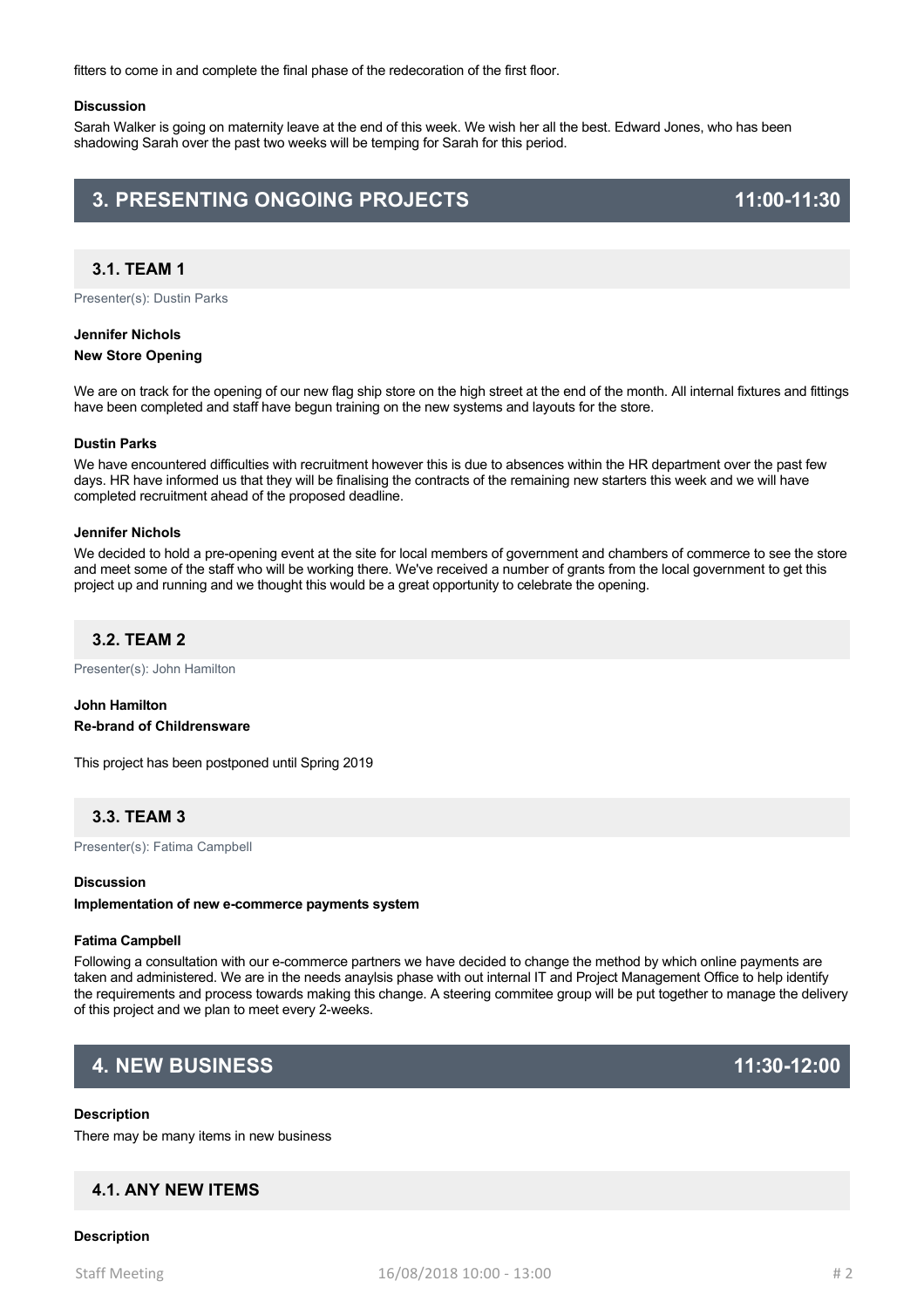fitters to come in and complete the final phase of the redecoration of the first floor.

#### Discussion

Sarah Walker is going on maternity leave at the end of this week. We wish her all the best. Edward Jones, who has been shadowing Sarah over the past two weeks will be temping for Sarah for this period.

## 3. PRESENTING ONGOING PROJECTS 11:00-11:30

### 3.1. TEAM 1

Presenter(s): Dustin Parks

**Jennifer Nichols**

**New Store Opening**

We are on track for the opening of our new flag ship store on the high street at the end of the month. All internal fixtures and fittings have been completed and staff have begun training on the new systems and layouts for the store.

**Dustin Parks**

We have encountered difficulties with recruitment however this is due to absences within the HR department over the past few days. HR have informed us that they will be finalising the contracts of the remaining new starters this week and we will have completed recruitment ahead of the proposed deadline.

**Jennifer Nichols**

We decided to hold a pre-opening event at the site for local members of government and chambers of commerce to see the store and meet some of the staff who will be working there. We've received a number of grants from the local government to get this project up and running and we thought this would be a great opportunity to celebrate the opening.

### 3.2. TEAM 2

Presenter(s): John Hamilton

**John Hamilton**

**Re-brand of Childrensware**

This project has been postponed until Spring 2019

### 3.3. TEAM 3

Presenter(s): Fatima Campbell

**Discussion**

**Implementation of new e-commerce payments system**

**Fatima Campbell**

Following a consultation with our e-commerce partners we have decided to change the method by which online payments are taken and administered. We are in the needs anaylsis phase with out internal IT and Project Management Office to help identify the requirements and process towards making this change. A steering commitee group will be put together to manage the delivery of this project and we plan to meet every 2-weeks.

## 4. NEW BUSINESS 11:30-12:00

**Description**

There may be many items in new business

### 4.1. ANY NEW ITEMS

**Description**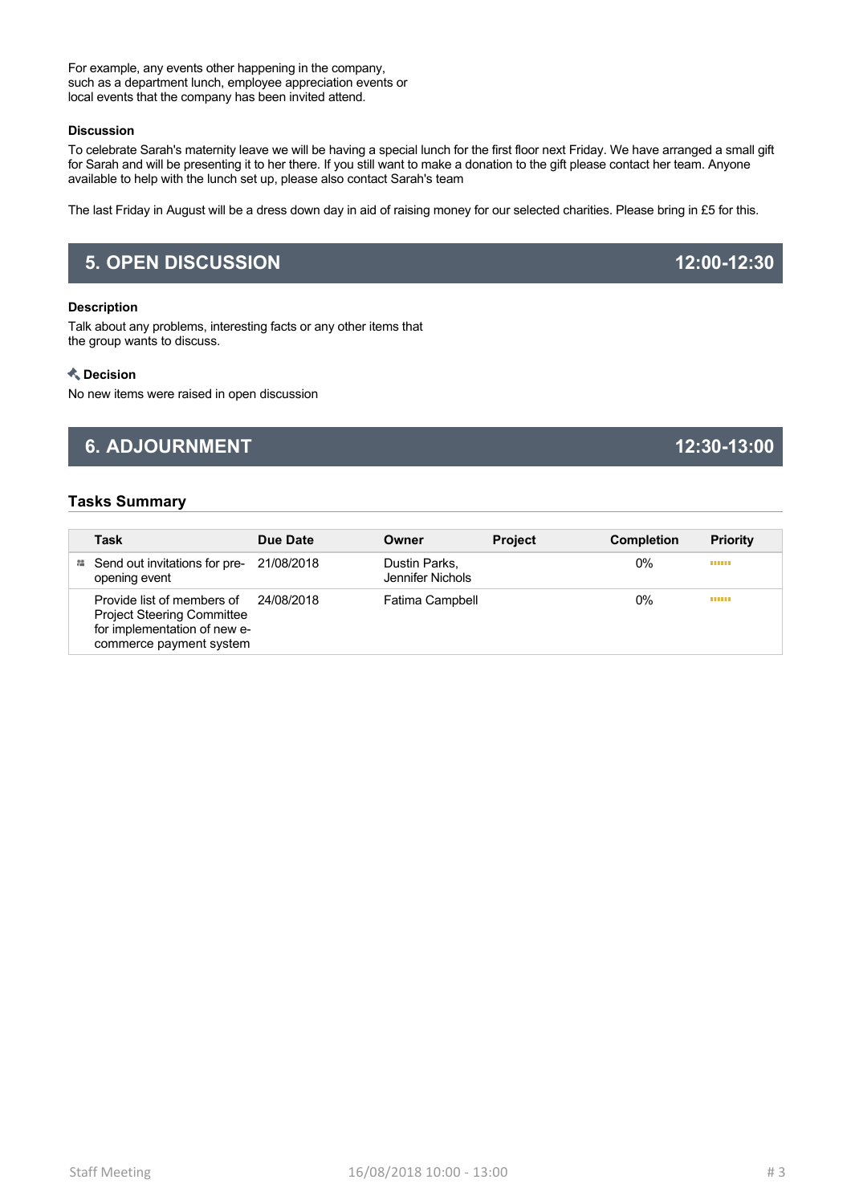For example, any events other happening in the company, such as a department lunch, employee appreciation events or local events that the company has been invited attend.

**Discussion**

To celebrate Sarah's maternity leave we will be having a special lunch for the first floor next Friday. We have arranged a small gift for Sarah and will be presenting it to her there. If you still want to make a donation to the gift please contact her team. Anyone available to help with the lunch set up, please also contact Sarah's team

The last Friday in August will be a dress down day in aid of raising money for our selected charities. Please bring in £5 for this.

## 5. OPEN DISCUSSION 12:00-12:30

**Description**

Talk about any problems, interesting facts or any other items that the group wants to discuss.

**Decision**

No new items were raised in open discussion

## 6. ADJOURNMENT 12:30-13:00

### Tasks Summary

| Task | Due Date | Owner | Project | Completion | Priority |
|---|---|---|---|---|---|
| Send out invitations for pre-opening event | 21/08/2018 | Dustin Parks, Jennifer Nichols | | 0% | |
| Provide list of members of Project Steering Committee for implementation of new e-commerce payment system | 24/08/2018 | Fatima Campbell | | 0% | |